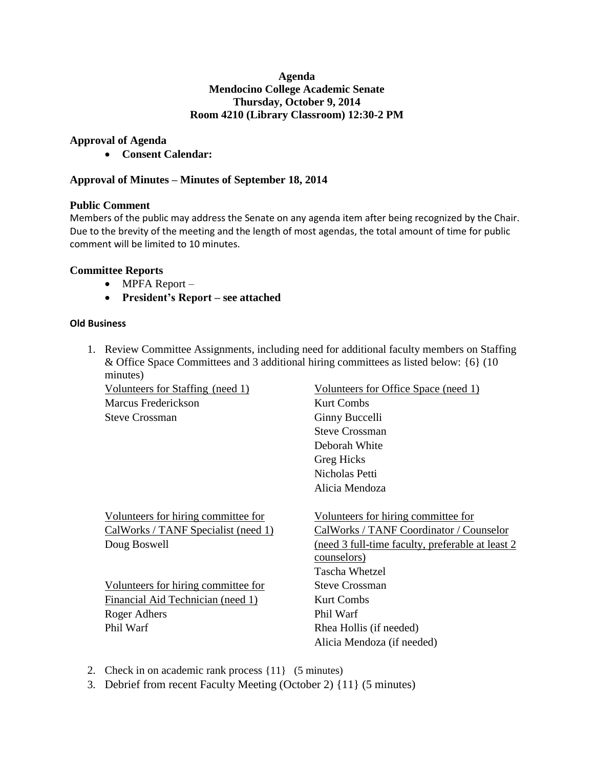**Agenda**
**Mendocino College Academic Senate**
**Thursday, October 9, 2014**
**Room 4210 (Library Classroom) 12:30-2 PM**

### Approval of Agenda

- **Consent Calendar:**

### Approval of Minutes – Minutes of September 18, 2014

### Public Comment

Members of the public may address the Senate on any agenda item after being recognized by the Chair. Due to the brevity of the meeting and the length of most agendas, the total amount of time for public comment will be limited to 10 minutes.

### Committee Reports

- MPFA Report –
- **President's Report – see attached**

### Old Business

1. Review Committee Assignments, including need for additional faculty members on Staffing & Office Space Committees and 3 additional hiring committees as listed below: {6} (10 minutes)

   Volunteers for Staffing (need 1)
   - Marcus Frederickson
   - Steve Crossman

   Volunteers for Office Space (need 1)
   - Kurt Combs
   - Ginny Buccelli
   - Steve Crossman
   - Deborah White
   - Greg Hicks
   - Nicholas Petti
   - Alicia Mendoza

   Volunteers for hiring committee for CalWorks / TANF Specialist (need 1)
   - Doug Boswell

   Volunteers for hiring committee for Financial Aid Technician (need 1)
   - Roger Adhers
   - Phil Warf

   Volunteers for hiring committee for CalWorks / TANF Coordinator / Counselor (need 3 full-time faculty, preferable at least 2 counselors)
   - Tascha Whetzel
   - Steve Crossman
   - Kurt Combs
   - Phil Warf
   - Rhea Hollis (if needed)
   - Alicia Mendoza (if needed)

2. Check in on academic rank process {11} (5 minutes)
3. Debrief from recent Faculty Meeting (October 2) {11} (5 minutes)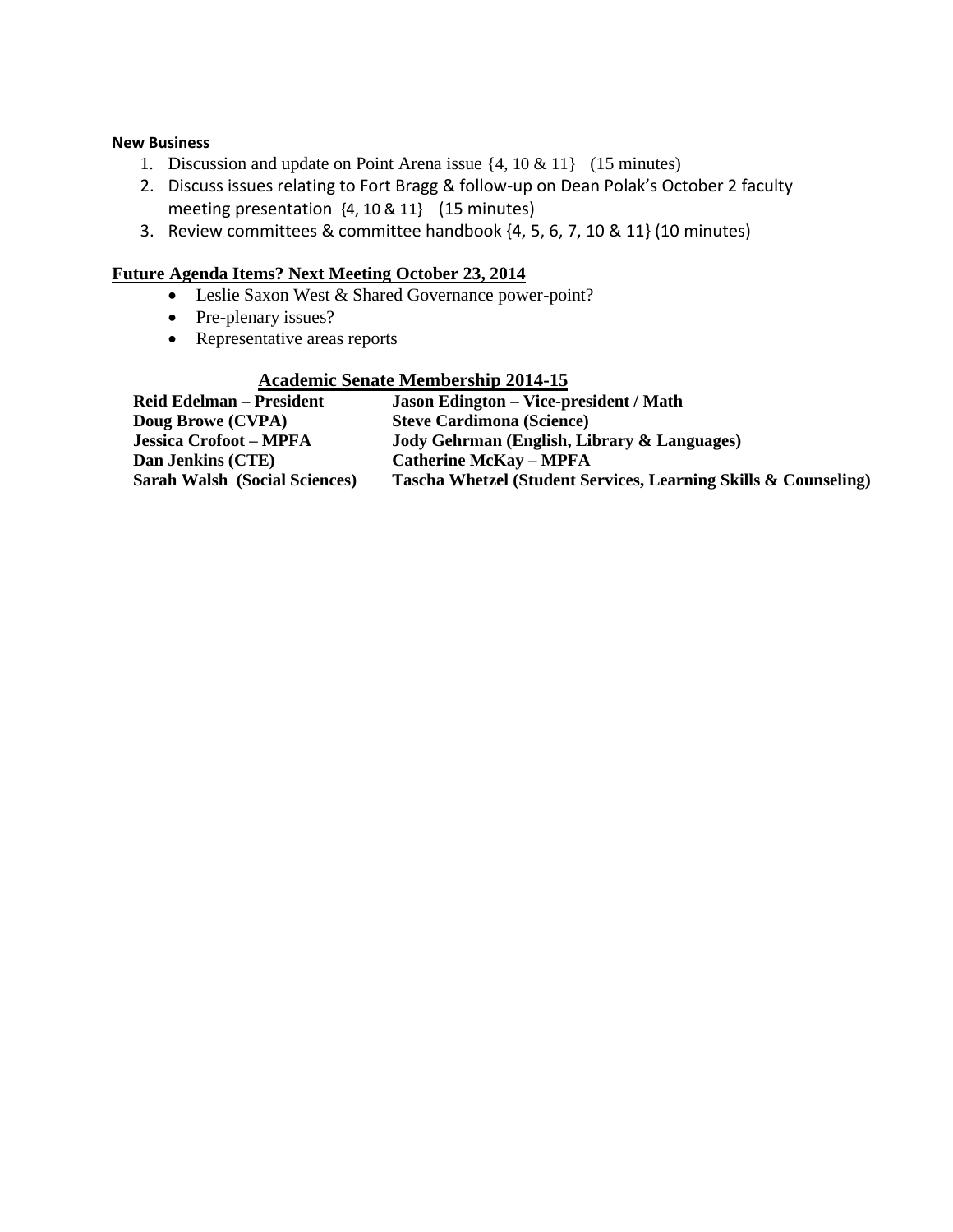**New Business**

1. Discussion and update on Point Arena issue {4, 10 & 11} (15 minutes)
2. Discuss issues relating to Fort Bragg & follow-up on Dean Polak's October 2 faculty meeting presentation {4, 10 & 11} (15 minutes)
3. Review committees & committee handbook {4, 5, 6, 7, 10 & 11} (10 minutes)

## Future Agenda Items? Next Meeting October 23, 2014

- Leslie Saxon West & Shared Governance power-point?
- Pre-plenary issues?
- Representative areas reports

## Academic Senate Membership 2014-15

| | |
|---|---|
| **Reid Edelman – President** | **Jason Edington – Vice-president / Math** |
| **Doug Browe (CVPA)** | **Steve Cardimona (Science)** |
| **Jessica Crofoot – MPFA** | **Jody Gehrman (English, Library & Languages)** |
| **Dan Jenkins (CTE)** | **Catherine McKay – MPFA** |
| **Sarah Walsh (Social Sciences)** | **Tascha Whetzel (Student Services, Learning Skills & Counseling)** |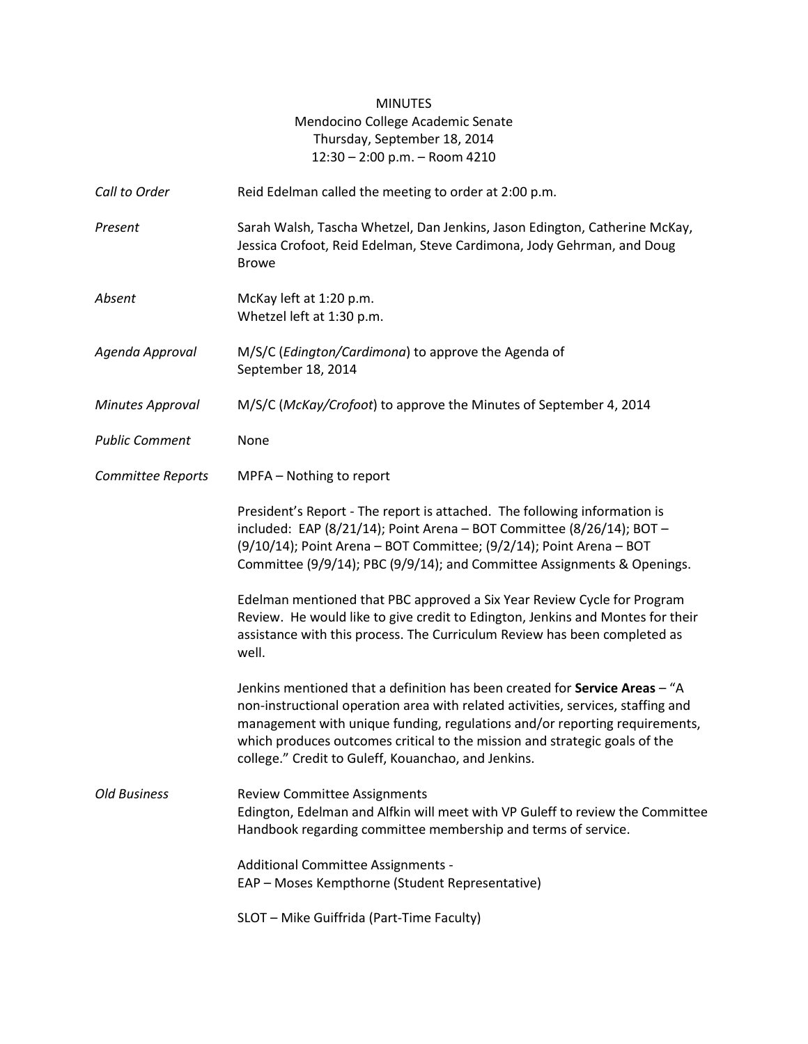MINUTES
Mendocino College Academic Senate
Thursday, September 18, 2014
12:30 – 2:00 p.m. – Room 4210

| | |
|---|---|
| *Call to Order* | Reid Edelman called the meeting to order at 2:00 p.m. |
| *Present* | Sarah Walsh, Tascha Whetzel, Dan Jenkins, Jason Edington, Catherine McKay, Jessica Crofoot, Reid Edelman, Steve Cardimona, Jody Gehrman, and Doug Browe |
| *Absent* | McKay left at 1:20 p.m.<br>Whetzel left at 1:30 p.m. |
| *Agenda Approval* | M/S/C (*Edington/Cardimona*) to approve the Agenda of September 18, 2014 |
| *Minutes Approval* | M/S/C (*McKay/Crofoot*) to approve the Minutes of September 4, 2014 |
| *Public Comment* | None |
| *Committee Reports* | MPFA – Nothing to report |

President's Report - The report is attached. The following information is included: EAP (8/21/14); Point Arena – BOT Committee (8/26/14); BOT – (9/10/14); Point Arena – BOT Committee; (9/2/14); Point Arena – BOT Committee (9/9/14); PBC (9/9/14); and Committee Assignments & Openings.

Edelman mentioned that PBC approved a Six Year Review Cycle for Program Review. He would like to give credit to Edington, Jenkins and Montes for their assistance with this process. The Curriculum Review has been completed as well.

Jenkins mentioned that a definition has been created for **Service Areas** – "A non-instructional operation area with related activities, services, staffing and management with unique funding, regulations and/or reporting requirements, which produces outcomes critical to the mission and strategic goals of the college." Credit to Guleff, Kouanchao, and Jenkins.

*Old Business*

Review Committee Assignments
Edington, Edelman and Alfkin will meet with VP Guleff to review the Committee Handbook regarding committee membership and terms of service.

Additional Committee Assignments -
EAP – Moses Kempthorne (Student Representative)

SLOT – Mike Guiffrida (Part-Time Faculty)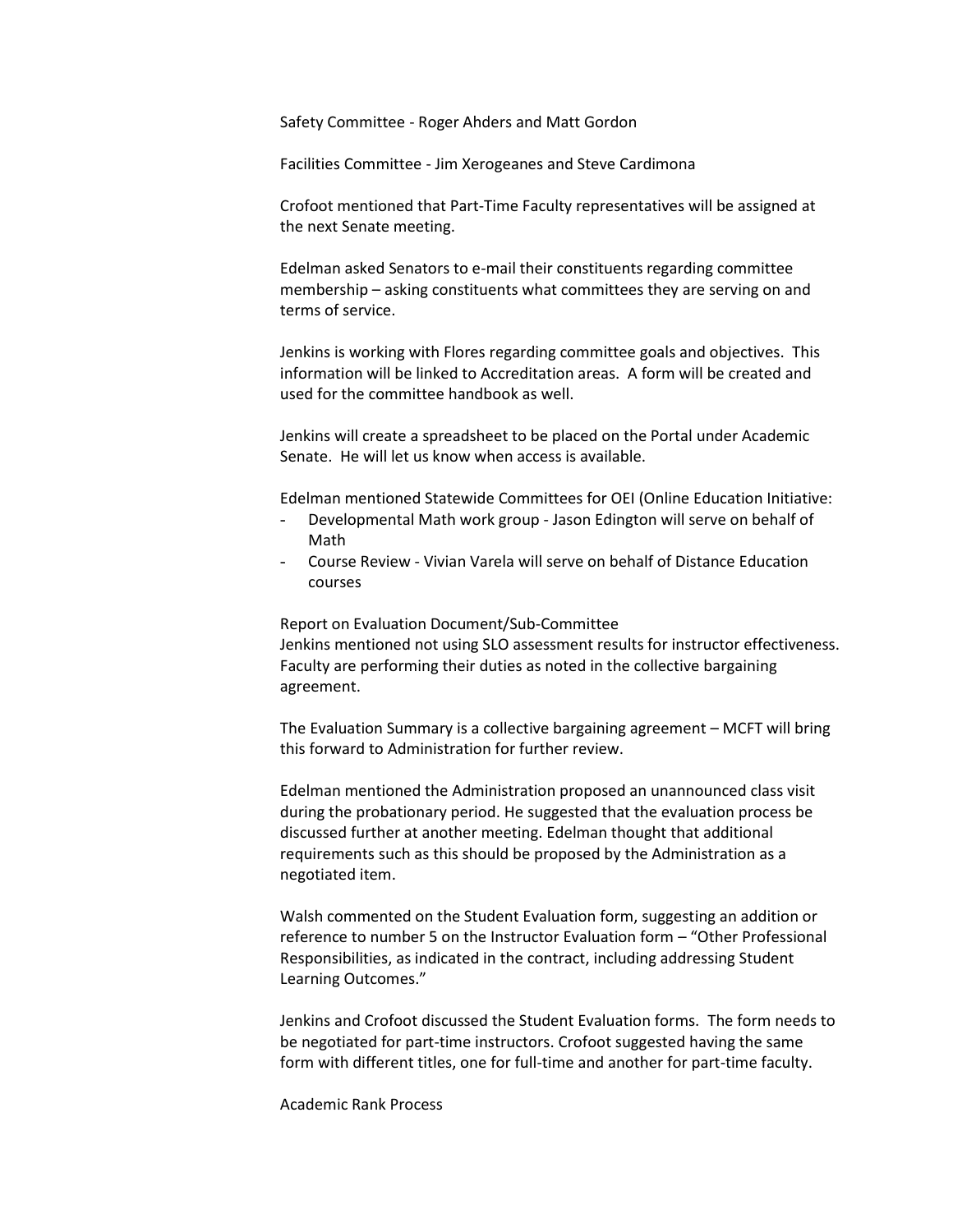Safety Committee - Roger Ahders and Matt Gordon

Facilities Committee - Jim Xerogeanes and Steve Cardimona

Crofoot mentioned that Part-Time Faculty representatives will be assigned at the next Senate meeting.

Edelman asked Senators to e-mail their constituents regarding committee membership – asking constituents what committees they are serving on and terms of service.

Jenkins is working with Flores regarding committee goals and objectives. This information will be linked to Accreditation areas. A form will be created and used for the committee handbook as well.

Jenkins will create a spreadsheet to be placed on the Portal under Academic Senate. He will let us know when access is available.

Edelman mentioned Statewide Committees for OEI (Online Education Initiative:

- Developmental Math work group - Jason Edington will serve on behalf of Math
- Course Review - Vivian Varela will serve on behalf of Distance Education courses

Report on Evaluation Document/Sub-Committee
Jenkins mentioned not using SLO assessment results for instructor effectiveness. Faculty are performing their duties as noted in the collective bargaining agreement.

The Evaluation Summary is a collective bargaining agreement – MCFT will bring this forward to Administration for further review.

Edelman mentioned the Administration proposed an unannounced class visit during the probationary period. He suggested that the evaluation process be discussed further at another meeting. Edelman thought that additional requirements such as this should be proposed by the Administration as a negotiated item.

Walsh commented on the Student Evaluation form, suggesting an addition or reference to number 5 on the Instructor Evaluation form – "Other Professional Responsibilities, as indicated in the contract, including addressing Student Learning Outcomes."

Jenkins and Crofoot discussed the Student Evaluation forms. The form needs to be negotiated for part-time instructors. Crofoot suggested having the same form with different titles, one for full-time and another for part-time faculty.

Academic Rank Process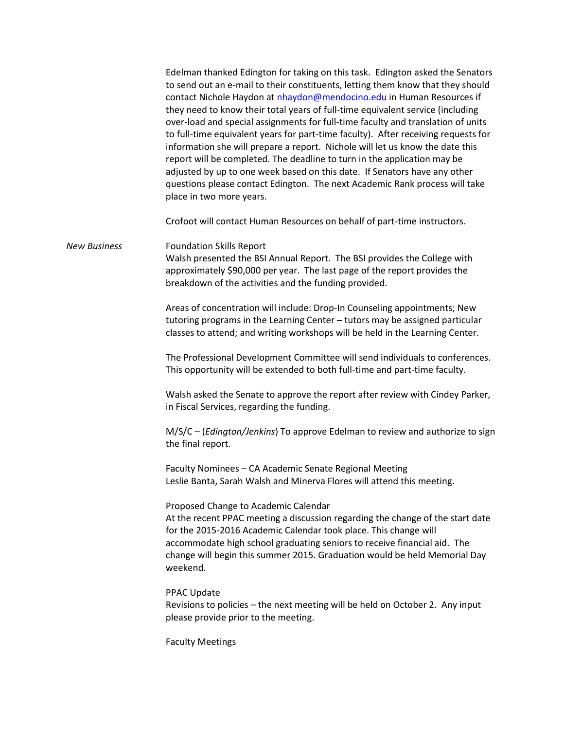Edelman thanked Edington for taking on this task. Edington asked the Senators to send out an e-mail to their constituents, letting them know that they should contact Nichole Haydon at nhaydon@mendocino.edu in Human Resources if they need to know their total years of full-time equivalent service (including over-load and special assignments for full-time faculty and translation of units to full-time equivalent years for part-time faculty). After receiving requests for information she will prepare a report. Nichole will let us know the date this report will be completed. The deadline to turn in the application may be adjusted by up to one week based on this date. If Senators have any other questions please contact Edington. The next Academic Rank process will take place in two more years.

Crofoot will contact Human Resources on behalf of part-time instructors.

*New Business*

Foundation Skills Report
Walsh presented the BSI Annual Report. The BSI provides the College with approximately $90,000 per year. The last page of the report provides the breakdown of the activities and the funding provided.

Areas of concentration will include: Drop-In Counseling appointments; New tutoring programs in the Learning Center – tutors may be assigned particular classes to attend; and writing workshops will be held in the Learning Center.

The Professional Development Committee will send individuals to conferences. This opportunity will be extended to both full-time and part-time faculty.

Walsh asked the Senate to approve the report after review with Cindey Parker, in Fiscal Services, regarding the funding.

M/S/C – (*Edington/Jenkins*) To approve Edelman to review and authorize to sign the final report.

Faculty Nominees – CA Academic Senate Regional Meeting
Leslie Banta, Sarah Walsh and Minerva Flores will attend this meeting.

Proposed Change to Academic Calendar
At the recent PPAC meeting a discussion regarding the change of the start date for the 2015-2016 Academic Calendar took place. This change will accommodate high school graduating seniors to receive financial aid. The change will begin this summer 2015. Graduation would be held Memorial Day weekend.

PPAC Update
Revisions to policies – the next meeting will be held on October 2. Any input please provide prior to the meeting.

Faculty Meetings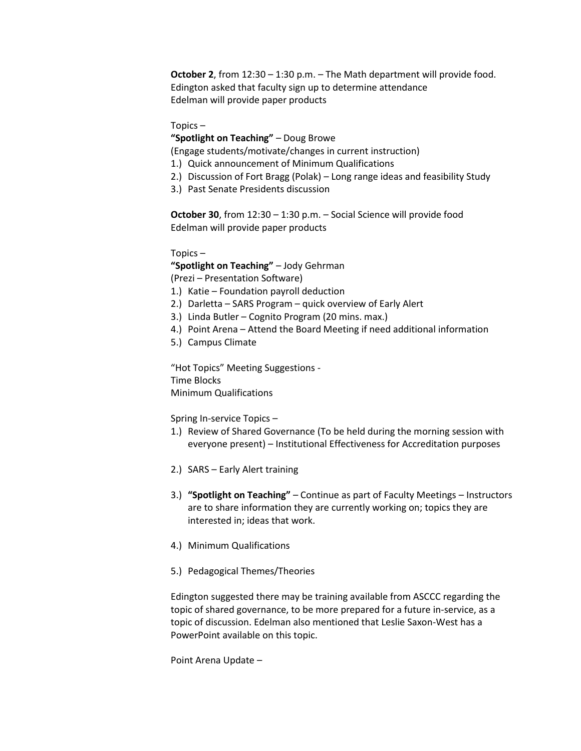**October 2**, from 12:30 – 1:30 p.m. – The Math department will provide food.
Edington asked that faculty sign up to determine attendance
Edelman will provide paper products

Topics –

**"Spotlight on Teaching"** – Doug Browe
(Engage students/motivate/changes in current instruction)

1.) Quick announcement of Minimum Qualifications
2.) Discussion of Fort Bragg (Polak) – Long range ideas and feasibility Study
3.) Past Senate Presidents discussion

**October 30**, from 12:30 – 1:30 p.m. – Social Science will provide food
Edelman will provide paper products

Topics –

**"Spotlight on Teaching"** – Jody Gehrman
(Prezi – Presentation Software)

1.) Katie – Foundation payroll deduction
2.) Darletta – SARS Program – quick overview of Early Alert
3.) Linda Butler – Cognito Program (20 mins. max.)
4.) Point Arena – Attend the Board Meeting if need additional information
5.) Campus Climate

"Hot Topics" Meeting Suggestions -
Time Blocks
Minimum Qualifications

Spring In-service Topics –

1.) Review of Shared Governance (To be held during the morning session with everyone present) – Institutional Effectiveness for Accreditation purposes

2.) SARS – Early Alert training

3.) **"Spotlight on Teaching"** – Continue as part of Faculty Meetings – Instructors are to share information they are currently working on; topics they are interested in; ideas that work.

4.) Minimum Qualifications

5.) Pedagogical Themes/Theories

Edington suggested there may be training available from ASCCC regarding the topic of shared governance, to be more prepared for a future in-service, as a topic of discussion. Edelman also mentioned that Leslie Saxon-West has a PowerPoint available on this topic.

Point Arena Update –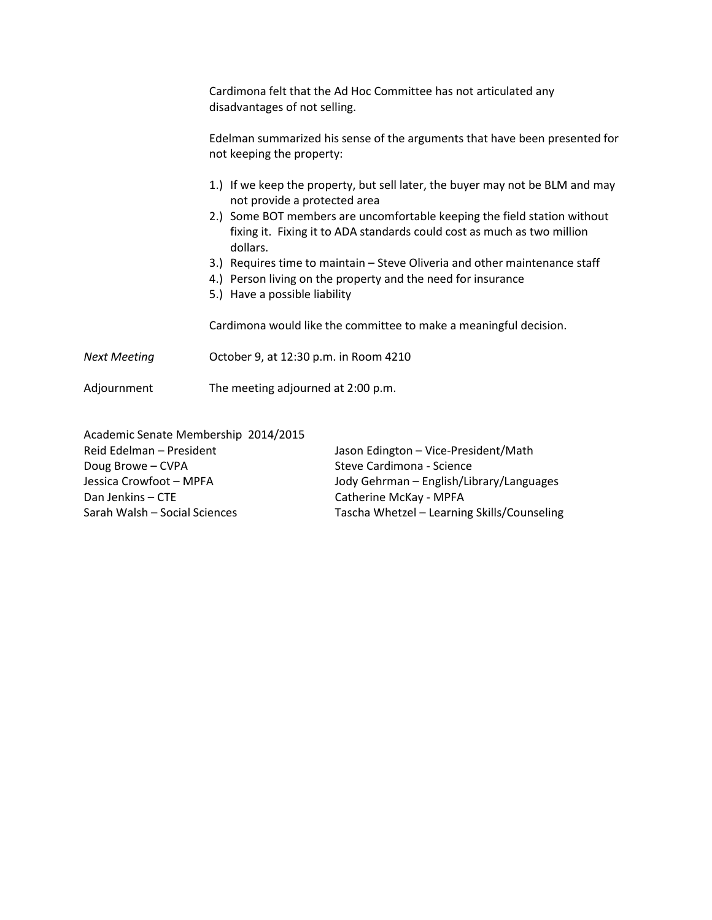Cardimona felt that the Ad Hoc Committee has not articulated any disadvantages of not selling.

Edelman summarized his sense of the arguments that have been presented for not keeping the property:

1.) If we keep the property, but sell later, the buyer may not be BLM and may not provide a protected area
2.) Some BOT members are uncomfortable keeping the field station without fixing it. Fixing it to ADA standards could cost as much as two million dollars.
3.) Requires time to maintain – Steve Oliveria and other maintenance staff
4.) Person living on the property and the need for insurance
5.) Have a possible liability

Cardimona would like the committee to make a meaningful decision.

*Next Meeting* October 9, at 12:30 p.m. in Room 4210

Adjournment The meeting adjourned at 2:00 p.m.

Academic Senate Membership 2014/2015

Reid Edelman – President
Doug Browe – CVPA
Jessica Crowfoot – MPFA
Dan Jenkins – CTE
Sarah Walsh – Social Sciences
Jason Edington – Vice-President/Math
Steve Cardimona - Science
Jody Gehrman – English/Library/Languages
Catherine McKay - MPFA
Tascha Whetzel – Learning Skills/Counseling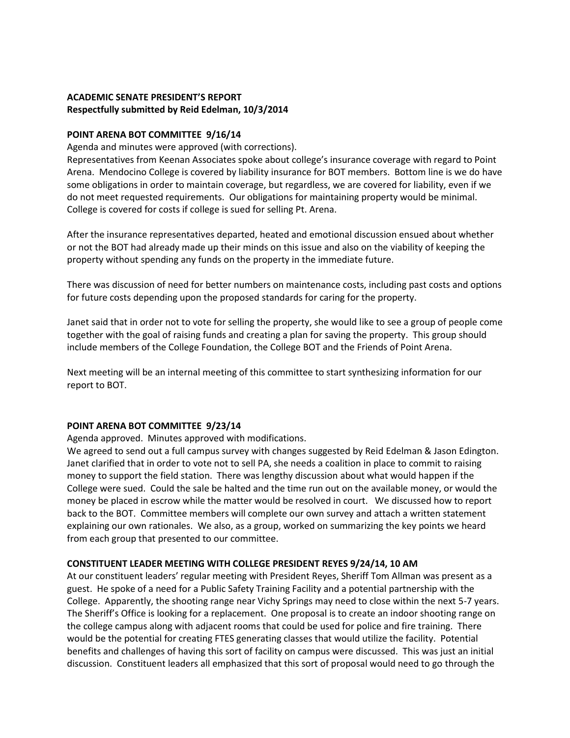**ACADEMIC SENATE PRESIDENT'S REPORT**
**Respectfully submitted by Reid Edelman, 10/3/2014**

**POINT ARENA BOT COMMITTEE 9/16/14**

Agenda and minutes were approved (with corrections).

Representatives from Keenan Associates spoke about college's insurance coverage with regard to Point Arena. Mendocino College is covered by liability insurance for BOT members. Bottom line is we do have some obligations in order to maintain coverage, but regardless, we are covered for liability, even if we do not meet requested requirements. Our obligations for maintaining property would be minimal. College is covered for costs if college is sued for selling Pt. Arena.

After the insurance representatives departed, heated and emotional discussion ensued about whether or not the BOT had already made up their minds on this issue and also on the viability of keeping the property without spending any funds on the property in the immediate future.

There was discussion of need for better numbers on maintenance costs, including past costs and options for future costs depending upon the proposed standards for caring for the property.

Janet said that in order not to vote for selling the property, she would like to see a group of people come together with the goal of raising funds and creating a plan for saving the property. This group should include members of the College Foundation, the College BOT and the Friends of Point Arena.

Next meeting will be an internal meeting of this committee to start synthesizing information for our report to BOT.

**POINT ARENA BOT COMMITTEE 9/23/14**

Agenda approved. Minutes approved with modifications.

We agreed to send out a full campus survey with changes suggested by Reid Edelman & Jason Edington. Janet clarified that in order to vote not to sell PA, she needs a coalition in place to commit to raising money to support the field station. There was lengthy discussion about what would happen if the College were sued. Could the sale be halted and the time run out on the available money, or would the money be placed in escrow while the matter would be resolved in court. We discussed how to report back to the BOT. Committee members will complete our own survey and attach a written statement explaining our own rationales. We also, as a group, worked on summarizing the key points we heard from each group that presented to our committee.

**CONSTITUENT LEADER MEETING WITH COLLEGE PRESIDENT REYES 9/24/14, 10 AM**

At our constituent leaders' regular meeting with President Reyes, Sheriff Tom Allman was present as a guest. He spoke of a need for a Public Safety Training Facility and a potential partnership with the College. Apparently, the shooting range near Vichy Springs may need to close within the next 5-7 years. The Sheriff's Office is looking for a replacement. One proposal is to create an indoor shooting range on the college campus along with adjacent rooms that could be used for police and fire training. There would be the potential for creating FTES generating classes that would utilize the facility. Potential benefits and challenges of having this sort of facility on campus were discussed. This was just an initial discussion. Constituent leaders all emphasized that this sort of proposal would need to go through the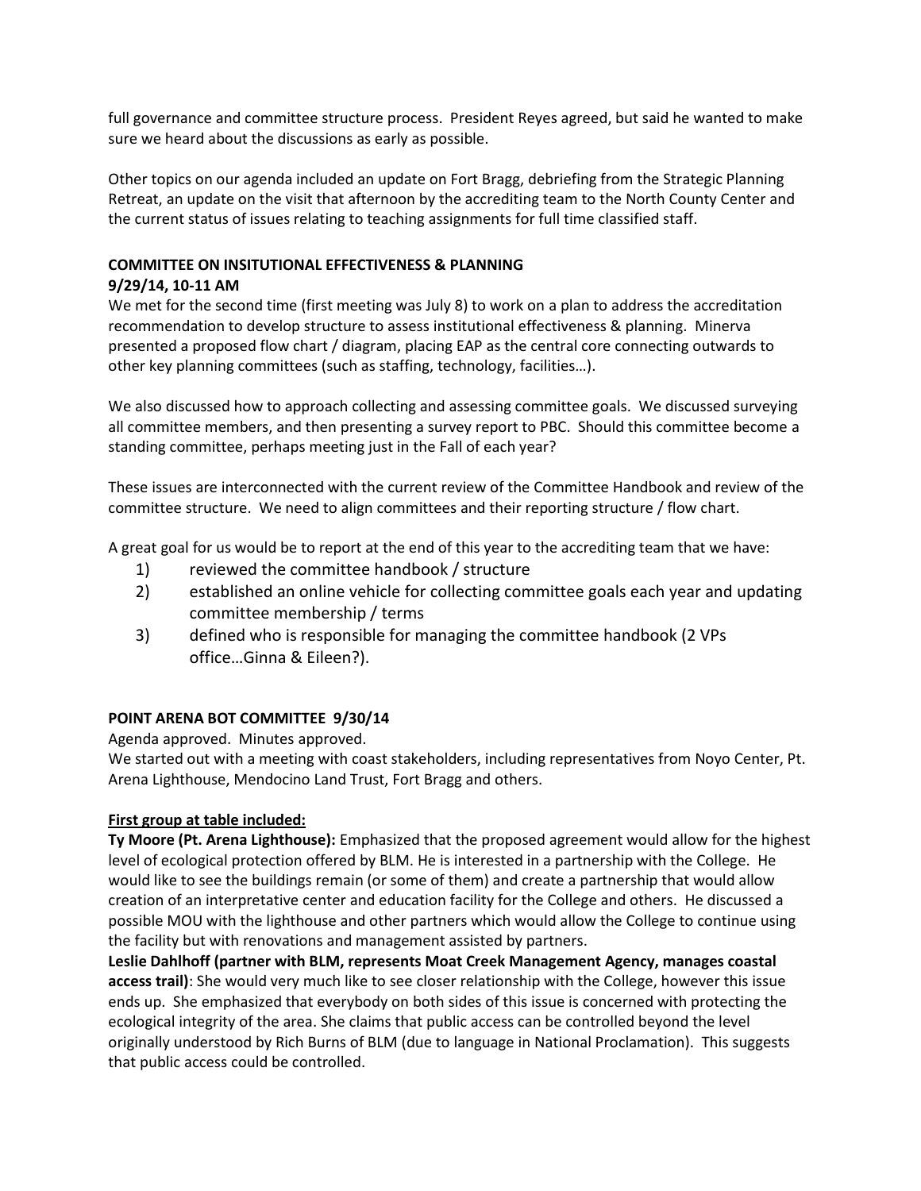full governance and committee structure process. President Reyes agreed, but said he wanted to make sure we heard about the discussions as early as possible.

Other topics on our agenda included an update on Fort Bragg, debriefing from the Strategic Planning Retreat, an update on the visit that afternoon by the accrediting team to the North County Center and the current status of issues relating to teaching assignments for full time classified staff.

**COMMITTEE ON INSITUTIONAL EFFECTIVENESS & PLANNING**
**9/29/14, 10-11 AM**

We met for the second time (first meeting was July 8) to work on a plan to address the accreditation recommendation to develop structure to assess institutional effectiveness & planning. Minerva presented a proposed flow chart / diagram, placing EAP as the central core connecting outwards to other key planning committees (such as staffing, technology, facilities…).

We also discussed how to approach collecting and assessing committee goals. We discussed surveying all committee members, and then presenting a survey report to PBC. Should this committee become a standing committee, perhaps meeting just in the Fall of each year?

These issues are interconnected with the current review of the Committee Handbook and review of the committee structure. We need to align committees and their reporting structure / flow chart.

A great goal for us would be to report at the end of this year to the accrediting team that we have:

1) reviewed the committee handbook / structure
2) established an online vehicle for collecting committee goals each year and updating committee membership / terms
3) defined who is responsible for managing the committee handbook (2 VPs office…Ginna & Eileen?).

**POINT ARENA BOT COMMITTEE 9/30/14**

Agenda approved. Minutes approved.

We started out with a meeting with coast stakeholders, including representatives from Noyo Center, Pt. Arena Lighthouse, Mendocino Land Trust, Fort Bragg and others.

**First group at table included:**

**Ty Moore (Pt. Arena Lighthouse):** Emphasized that the proposed agreement would allow for the highest level of ecological protection offered by BLM. He is interested in a partnership with the College. He would like to see the buildings remain (or some of them) and create a partnership that would allow creation of an interpretative center and education facility for the College and others. He discussed a possible MOU with the lighthouse and other partners which would allow the College to continue using the facility but with renovations and management assisted by partners.

**Leslie Dahlhoff (partner with BLM, represents Moat Creek Management Agency, manages coastal access trail)**: She would very much like to see closer relationship with the College, however this issue ends up. She emphasized that everybody on both sides of this issue is concerned with protecting the ecological integrity of the area. She claims that public access can be controlled beyond the level originally understood by Rich Burns of BLM (due to language in National Proclamation). This suggests that public access could be controlled.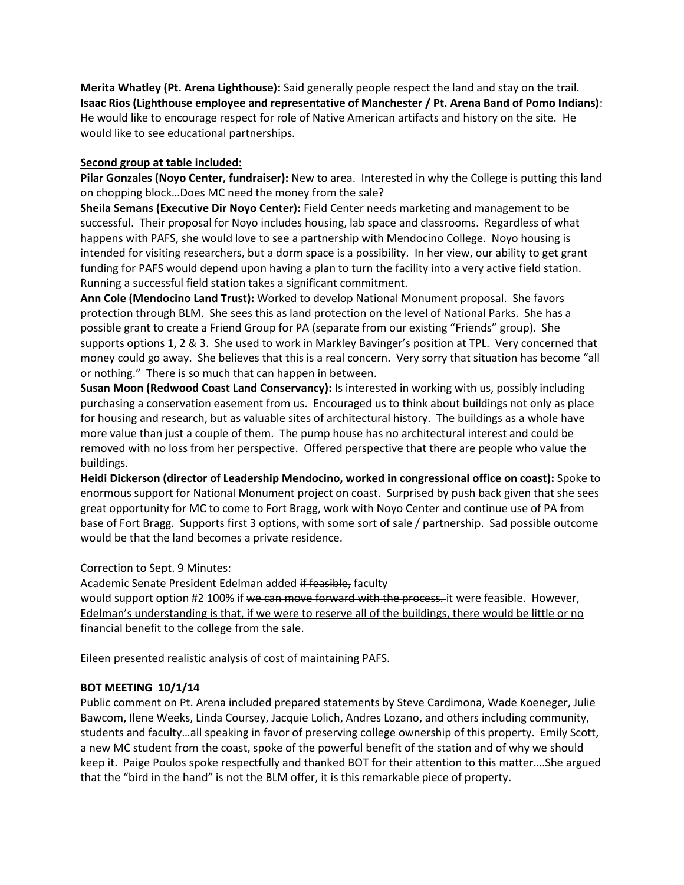**Merita Whatley (Pt. Arena Lighthouse):** Said generally people respect the land and stay on the trail.
**Isaac Rios (Lighthouse employee and representative of Manchester / Pt. Arena Band of Pomo Indians)**: He would like to encourage respect for role of Native American artifacts and history on the site. He would like to see educational partnerships.

**Second group at table included:**

**Pilar Gonzales (Noyo Center, fundraiser):** New to area. Interested in why the College is putting this land on chopping block…Does MC need the money from the sale?

**Sheila Semans (Executive Dir Noyo Center):** Field Center needs marketing and management to be successful. Their proposal for Noyo includes housing, lab space and classrooms. Regardless of what happens with PAFS, she would love to see a partnership with Mendocino College. Noyo housing is intended for visiting researchers, but a dorm space is a possibility. In her view, our ability to get grant funding for PAFS would depend upon having a plan to turn the facility into a very active field station. Running a successful field station takes a significant commitment.

**Ann Cole (Mendocino Land Trust):** Worked to develop National Monument proposal. She favors protection through BLM. She sees this as land protection on the level of National Parks. She has a possible grant to create a Friend Group for PA (separate from our existing "Friends" group). She supports options 1, 2 & 3. She used to work in Markley Bavinger's position at TPL. Very concerned that money could go away. She believes that this is a real concern. Very sorry that situation has become "all or nothing." There is so much that can happen in between.

**Susan Moon (Redwood Coast Land Conservancy):** Is interested in working with us, possibly including purchasing a conservation easement from us. Encouraged us to think about buildings not only as place for housing and research, but as valuable sites of architectural history. The buildings as a whole have more value than just a couple of them. The pump house has no architectural interest and could be removed with no loss from her perspective. Offered perspective that there are people who value the buildings.

**Heidi Dickerson (director of Leadership Mendocino, worked in congressional office on coast):** Spoke to enormous support for National Monument project on coast. Surprised by push back given that she sees great opportunity for MC to come to Fort Bragg, work with Noyo Center and continue use of PA from base of Fort Bragg. Supports first 3 options, with some sort of sale / partnership. Sad possible outcome would be that the land becomes a private residence.

Correction to Sept. 9 Minutes:

<u>Academic Senate President Edelman added</u> ~~if feasible,~~ <u>faculty would support option #2 100% if</u> ~~we can move forward with the process.~~ <u>it were feasible. However, Edelman's understanding is that, if we were to reserve all of the buildings, there would be little or no financial benefit to the college from the sale.</u>

Eileen presented realistic analysis of cost of maintaining PAFS.

**BOT MEETING 10/1/14**

Public comment on Pt. Arena included prepared statements by Steve Cardimona, Wade Koeneger, Julie Bawcom, Ilene Weeks, Linda Coursey, Jacquie Lolich, Andres Lozano, and others including community, students and faculty…all speaking in favor of preserving college ownership of this property. Emily Scott, a new MC student from the coast, spoke of the powerful benefit of the station and of why we should keep it. Paige Poulos spoke respectfully and thanked BOT for their attention to this matter….She argued that the "bird in the hand" is not the BLM offer, it is this remarkable piece of property.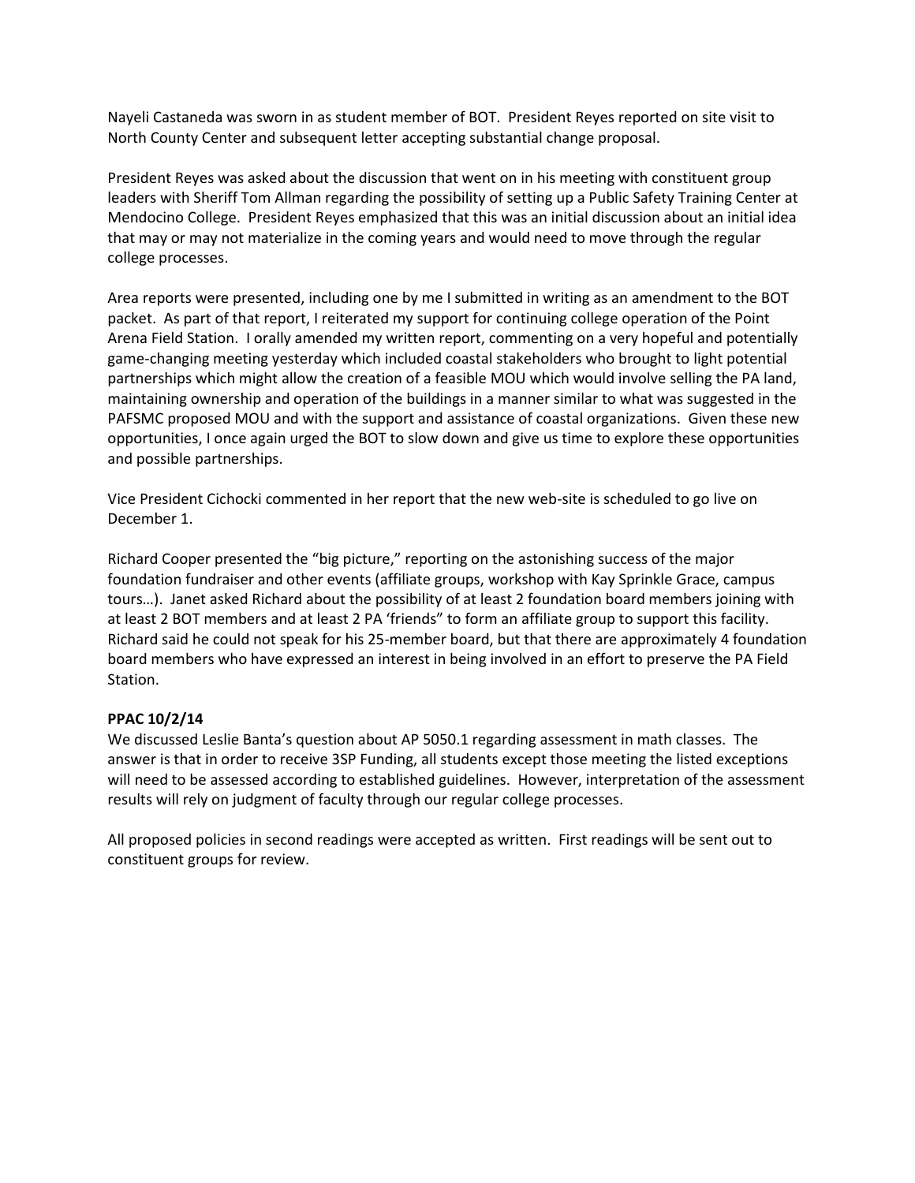Nayeli Castaneda was sworn in as student member of BOT. President Reyes reported on site visit to North County Center and subsequent letter accepting substantial change proposal.

President Reyes was asked about the discussion that went on in his meeting with constituent group leaders with Sheriff Tom Allman regarding the possibility of setting up a Public Safety Training Center at Mendocino College. President Reyes emphasized that this was an initial discussion about an initial idea that may or may not materialize in the coming years and would need to move through the regular college processes.

Area reports were presented, including one by me I submitted in writing as an amendment to the BOT packet. As part of that report, I reiterated my support for continuing college operation of the Point Arena Field Station. I orally amended my written report, commenting on a very hopeful and potentially game-changing meeting yesterday which included coastal stakeholders who brought to light potential partnerships which might allow the creation of a feasible MOU which would involve selling the PA land, maintaining ownership and operation of the buildings in a manner similar to what was suggested in the PAFSMC proposed MOU and with the support and assistance of coastal organizations. Given these new opportunities, I once again urged the BOT to slow down and give us time to explore these opportunities and possible partnerships.

Vice President Cichocki commented in her report that the new web-site is scheduled to go live on December 1.

Richard Cooper presented the "big picture," reporting on the astonishing success of the major foundation fundraiser and other events (affiliate groups, workshop with Kay Sprinkle Grace, campus tours…). Janet asked Richard about the possibility of at least 2 foundation board members joining with at least 2 BOT members and at least 2 PA 'friends" to form an affiliate group to support this facility. Richard said he could not speak for his 25-member board, but that there are approximately 4 foundation board members who have expressed an interest in being involved in an effort to preserve the PA Field Station.

**PPAC 10/2/14**

We discussed Leslie Banta's question about AP 5050.1 regarding assessment in math classes. The answer is that in order to receive 3SP Funding, all students except those meeting the listed exceptions will need to be assessed according to established guidelines. However, interpretation of the assessment results will rely on judgment of faculty through our regular college processes.

All proposed policies in second readings were accepted as written. First readings will be sent out to constituent groups for review.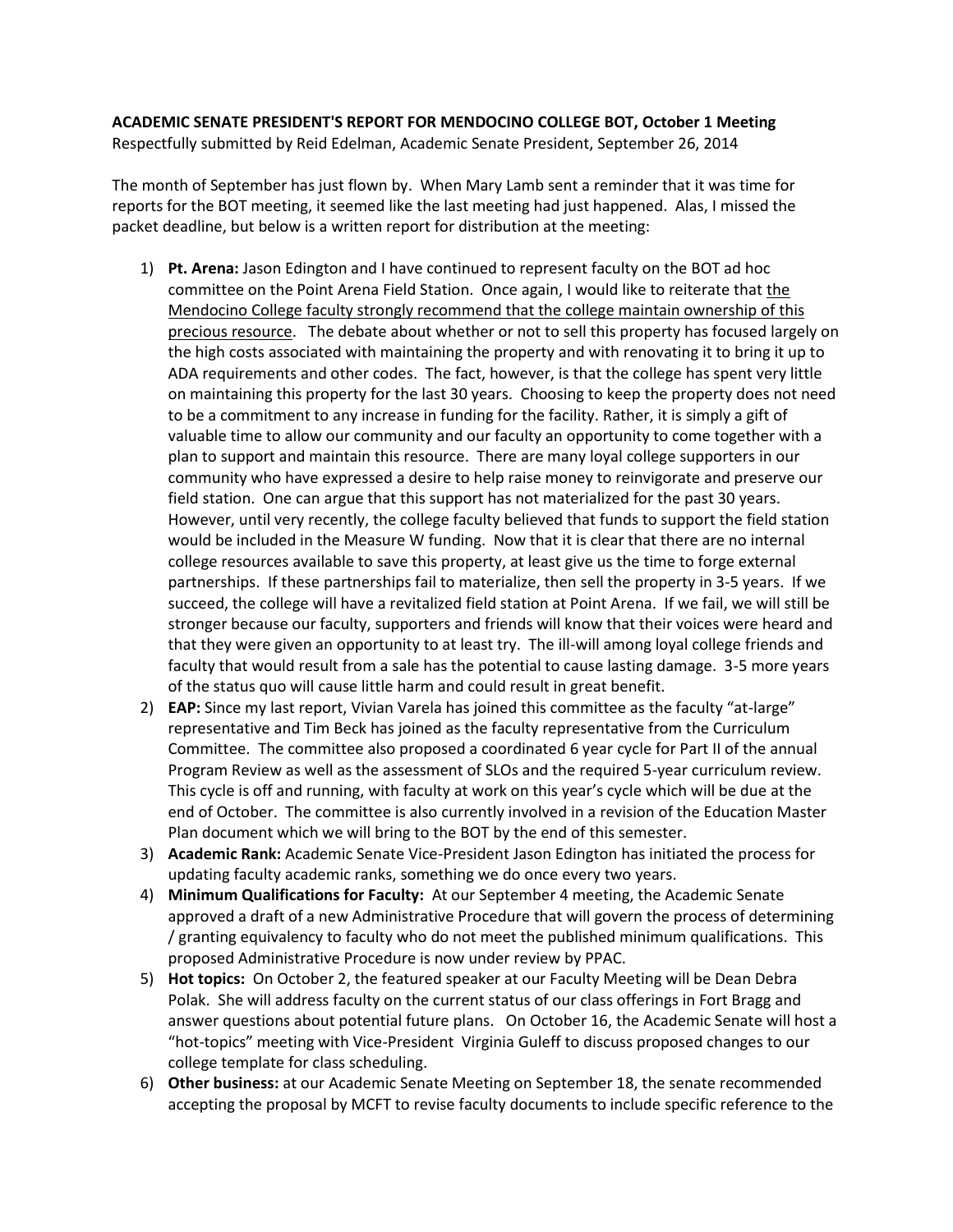**ACADEMIC SENATE PRESIDENT'S REPORT FOR MENDOCINO COLLEGE BOT, October 1 Meeting**
Respectfully submitted by Reid Edelman, Academic Senate President, September 26, 2014

The month of September has just flown by. When Mary Lamb sent a reminder that it was time for reports for the BOT meeting, it seemed like the last meeting had just happened. Alas, I missed the packet deadline, but below is a written report for distribution at the meeting:

1) **Pt. Arena:** Jason Edington and I have continued to represent faculty on the BOT ad hoc committee on the Point Arena Field Station. Once again, I would like to reiterate that <u>the Mendocino College faculty strongly recommend that the college maintain ownership of this precious resource</u>. The debate about whether or not to sell this property has focused largely on the high costs associated with maintaining the property and with renovating it to bring it up to ADA requirements and other codes. The fact, however, is that the college has spent very little on maintaining this property for the last 30 years. Choosing to keep the property does not need to be a commitment to any increase in funding for the facility. Rather, it is simply a gift of valuable time to allow our community and our faculty an opportunity to come together with a plan to support and maintain this resource. There are many loyal college supporters in our community who have expressed a desire to help raise money to reinvigorate and preserve our field station. One can argue that this support has not materialized for the past 30 years. However, until very recently, the college faculty believed that funds to support the field station would be included in the Measure W funding. Now that it is clear that there are no internal college resources available to save this property, at least give us the time to forge external partnerships. If these partnerships fail to materialize, then sell the property in 3-5 years. If we succeed, the college will have a revitalized field station at Point Arena. If we fail, we will still be stronger because our faculty, supporters and friends will know that their voices were heard and that they were given an opportunity to at least try. The ill-will among loyal college friends and faculty that would result from a sale has the potential to cause lasting damage. 3-5 more years of the status quo will cause little harm and could result in great benefit.
2) **EAP:** Since my last report, Vivian Varela has joined this committee as the faculty "at-large" representative and Tim Beck has joined as the faculty representative from the Curriculum Committee. The committee also proposed a coordinated 6 year cycle for Part II of the annual Program Review as well as the assessment of SLOs and the required 5-year curriculum review. This cycle is off and running, with faculty at work on this year's cycle which will be due at the end of October. The committee is also currently involved in a revision of the Education Master Plan document which we will bring to the BOT by the end of this semester.
3) **Academic Rank:** Academic Senate Vice-President Jason Edington has initiated the process for updating faculty academic ranks, something we do once every two years.
4) **Minimum Qualifications for Faculty:** At our September 4 meeting, the Academic Senate approved a draft of a new Administrative Procedure that will govern the process of determining / granting equivalency to faculty who do not meet the published minimum qualifications. This proposed Administrative Procedure is now under review by PPAC.
5) **Hot topics:** On October 2, the featured speaker at our Faculty Meeting will be Dean Debra Polak. She will address faculty on the current status of our class offerings in Fort Bragg and answer questions about potential future plans. On October 16, the Academic Senate will host a "hot-topics" meeting with Vice-President Virginia Guleff to discuss proposed changes to our college template for class scheduling.
6) **Other business:** at our Academic Senate Meeting on September 18, the senate recommended accepting the proposal by MCFT to revise faculty documents to include specific reference to the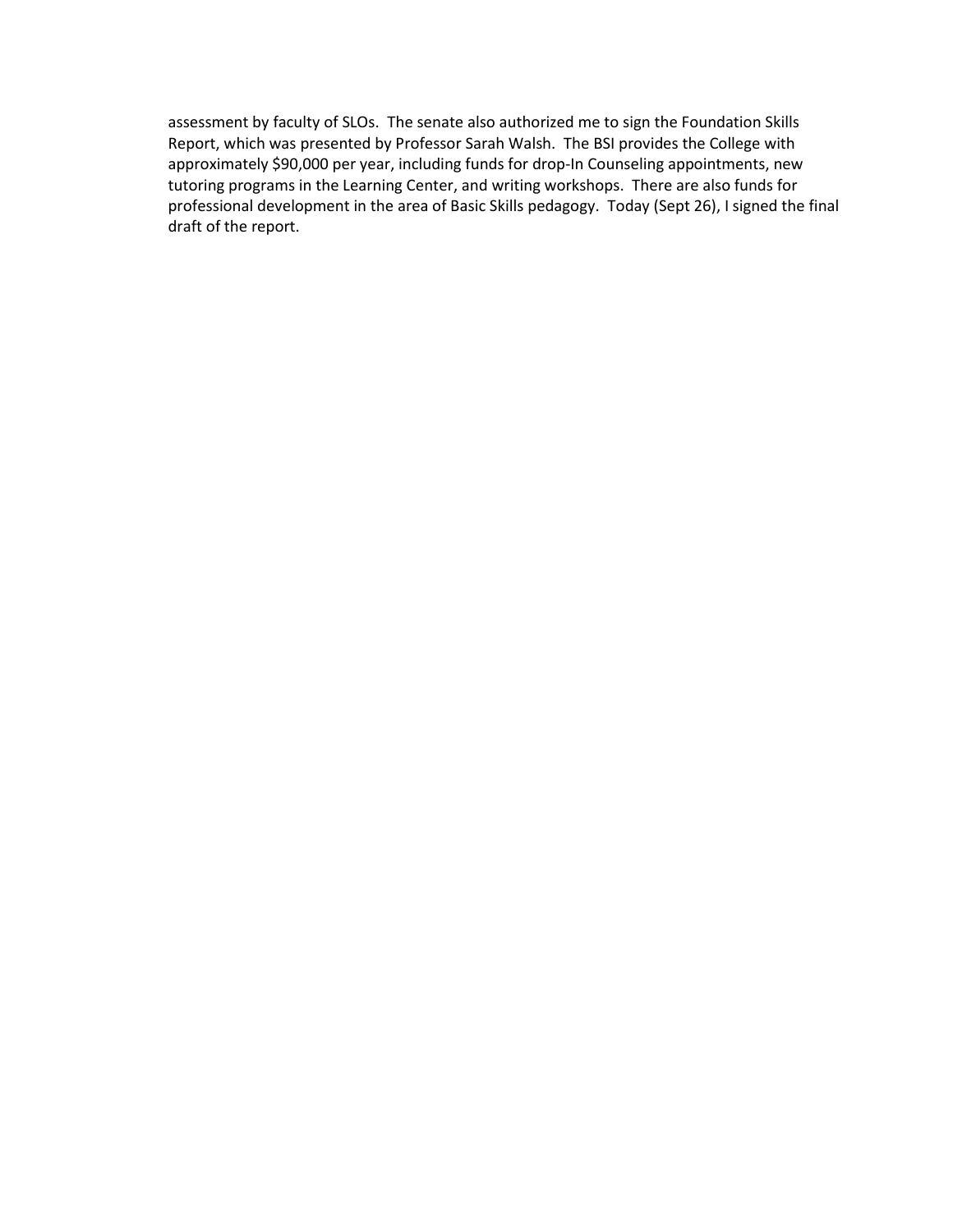assessment by faculty of SLOs. The senate also authorized me to sign the Foundation Skills Report, which was presented by Professor Sarah Walsh. The BSI provides the College with approximately $90,000 per year, including funds for drop-In Counseling appointments, new tutoring programs in the Learning Center, and writing workshops. There are also funds for professional development in the area of Basic Skills pedagogy. Today (Sept 26), I signed the final draft of the report.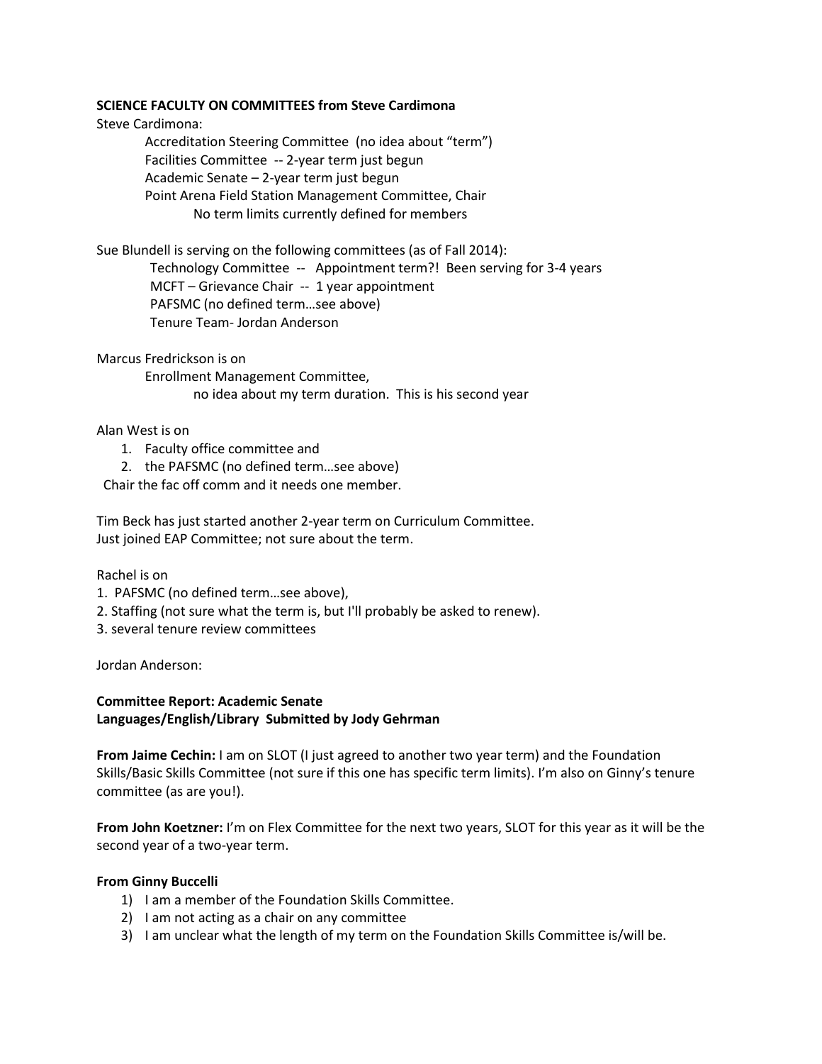**SCIENCE FACULTY ON COMMITTEES from Steve Cardimona**

Steve Cardimona:

- Accreditation Steering Committee (no idea about "term")
- Facilities Committee -- 2-year term just begun
- Academic Senate – 2-year term just begun
- Point Arena Field Station Management Committee, Chair
  - No term limits currently defined for members

Sue Blundell is serving on the following committees (as of Fall 2014):

- Technology Committee -- Appointment term?! Been serving for 3-4 years
- MCFT – Grievance Chair -- 1 year appointment
- PAFSMC (no defined term…see above)
- Tenure Team- Jordan Anderson

Marcus Fredrickson is on

- Enrollment Management Committee,
  - no idea about my term duration. This is his second year

Alan West is on

1. Faculty office committee and
2. the PAFSMC (no defined term…see above)

Chair the fac off comm and it needs one member.

Tim Beck has just started another 2-year term on Curriculum Committee.
Just joined EAP Committee; not sure about the term.

Rachel is on

1. PAFSMC (no defined term…see above),
2. Staffing (not sure what the term is, but I'll probably be asked to renew).
3. several tenure review committees

Jordan Anderson:

**Committee Report: Academic Senate**
**Languages/English/Library Submitted by Jody Gehrman**

**From Jaime Cechin:** I am on SLOT (I just agreed to another two year term) and the Foundation Skills/Basic Skills Committee (not sure if this one has specific term limits). I'm also on Ginny's tenure committee (as are you!).

**From John Koetzner:** I'm on Flex Committee for the next two years, SLOT for this year as it will be the second year of a two-year term.

**From Ginny Buccelli**

1) I am a member of the Foundation Skills Committee.
2) I am not acting as a chair on any committee
3) I am unclear what the length of my term on the Foundation Skills Committee is/will be.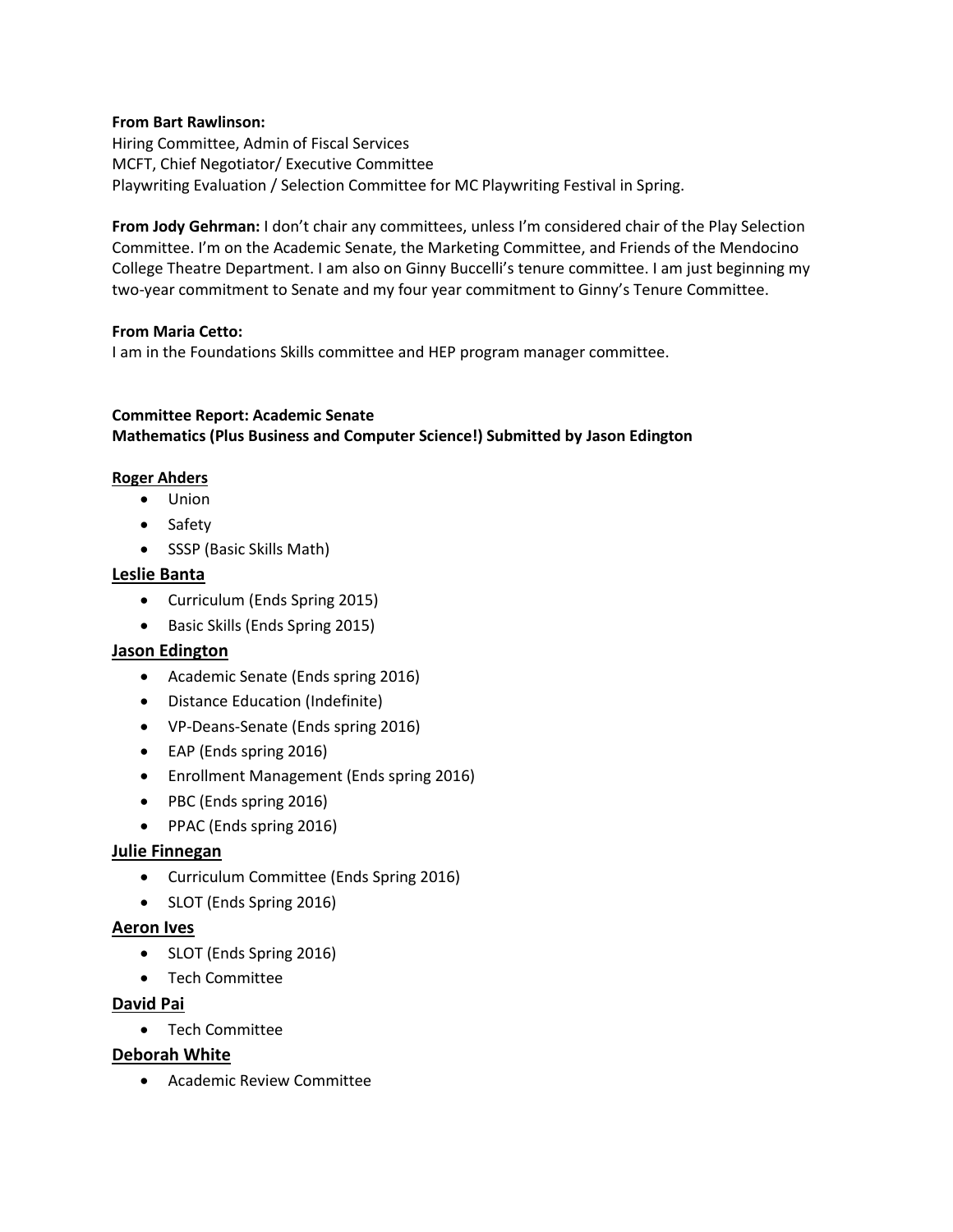**From Bart Rawlinson:**
Hiring Committee, Admin of Fiscal Services
MCFT, Chief Negotiator/ Executive Committee
Playwriting Evaluation / Selection Committee for MC Playwriting Festival in Spring.

**From Jody Gehrman:** I don't chair any committees, unless I'm considered chair of the Play Selection Committee. I'm on the Academic Senate, the Marketing Committee, and Friends of the Mendocino College Theatre Department. I am also on Ginny Buccelli's tenure committee. I am just beginning my two-year commitment to Senate and my four year commitment to Ginny's Tenure Committee.

**From Maria Cetto:**
I am in the Foundations Skills committee and HEP program manager committee.

**Committee Report: Academic Senate**
**Mathematics (Plus Business and Computer Science!) Submitted by Jason Edington**

**Roger Ahders**

- Union
- Safety
- SSSP (Basic Skills Math)

**Leslie Banta**

- Curriculum (Ends Spring 2015)
- Basic Skills (Ends Spring 2015)

**Jason Edington**

- Academic Senate (Ends spring 2016)
- Distance Education (Indefinite)
- VP-Deans-Senate (Ends spring 2016)
- EAP (Ends spring 2016)
- Enrollment Management (Ends spring 2016)
- PBC (Ends spring 2016)
- PPAC (Ends spring 2016)

**Julie Finnegan**

- Curriculum Committee (Ends Spring 2016)
- SLOT (Ends Spring 2016)

**Aeron Ives**

- SLOT (Ends Spring 2016)
- Tech Committee

**David Pai**

- Tech Committee

**Deborah White**

- Academic Review Committee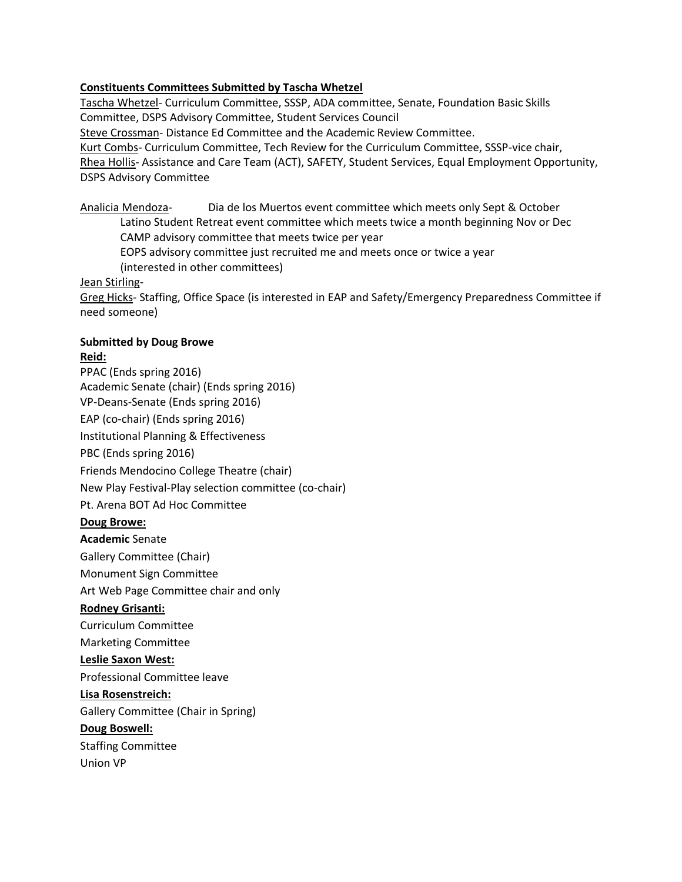**Constituents Committees Submitted by Tascha Whetzel**

Tascha Whetzel- Curriculum Committee, SSSP, ADA committee, Senate, Foundation Basic Skills Committee, DSPS Advisory Committee, Student Services Council

Steve Crossman- Distance Ed Committee and the Academic Review Committee.

Kurt Combs- Curriculum Committee, Tech Review for the Curriculum Committee, SSSP-vice chair,

Rhea Hollis- Assistance and Care Team (ACT), SAFETY, Student Services, Equal Employment Opportunity, DSPS Advisory Committee

Analicia Mendoza- Dia de los Muertos event committee which meets only Sept & October
Latino Student Retreat event committee which meets twice a month beginning Nov or Dec
CAMP advisory committee that meets twice per year
EOPS advisory committee just recruited me and meets once or twice a year
(interested in other committees)

Jean Stirling-

Greg Hicks- Staffing, Office Space (is interested in EAP and Safety/Emergency Preparedness Committee if need someone)

**Submitted by Doug Browe**

**Reid:**

PPAC (Ends spring 2016)
Academic Senate (chair) (Ends spring 2016)
VP-Deans-Senate (Ends spring 2016)
EAP (co-chair) (Ends spring 2016)
Institutional Planning & Effectiveness
PBC (Ends spring 2016)
Friends Mendocino College Theatre (chair)
New Play Festival-Play selection committee (co-chair)
Pt. Arena BOT Ad Hoc Committee

**Doug Browe:**

**Academic** Senate
Gallery Committee (Chair)
Monument Sign Committee
Art Web Page Committee chair and only

**Rodney Grisanti:**

Curriculum Committee
Marketing Committee

**Leslie Saxon West:**

Professional Committee leave

**Lisa Rosenstreich:**

Gallery Committee (Chair in Spring)

**Doug Boswell:**

Staffing Committee
Union VP